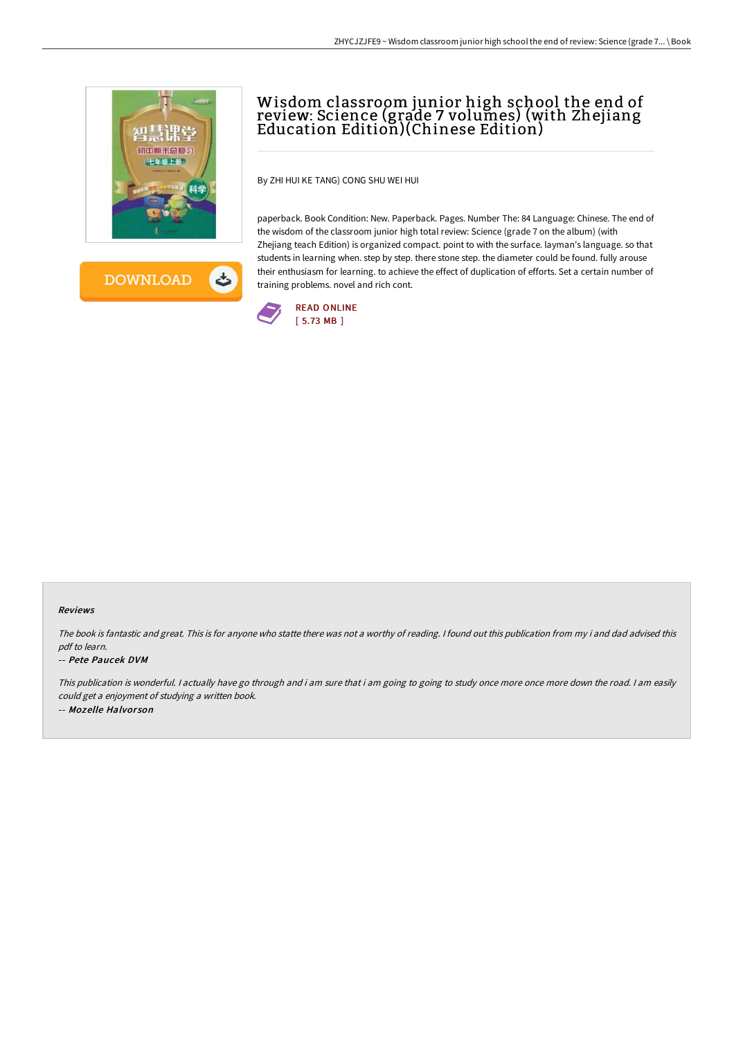# Wisdom classroom junior high school the end of review: Science (grade 7 volumes) (with Zhejiang Education Edition)(Chinese Edition)

By ZHI HUI KE TANG) CONG SHU WEI HUI

paperback. Book Condition: New. Paperback. Pages. Number The: 84 Language: Chinese. The end of the wisdom of the classroom junior high total review: Science (grade 7 on the album) (with Zhejiang teach Edition) is organized compact. point to with the surface. layman's language. so that students in learning when. step by step. there stone step. the diameter could be found. fully arouse their enthusiasm for learning. to achieve the effect of duplication of efforts. Set a certain number of training problems. novel and rich cont.

READ ONLINE
[ 5.73 MB ]

DOWNLOAD

## Reviews

*The book is fantastic and great. This is for anyone who statte there was not a worthy of reading. I found out this publication from my i and dad advised this pdf to learn.*

-- *Pete Paucek DVM*

*This publication is wonderful. I actually have go through and i am sure that i am going to going to study once more once more down the road. I am easily could get a enjoyment of studying a written book.*

-- *Mozelle Halvorson*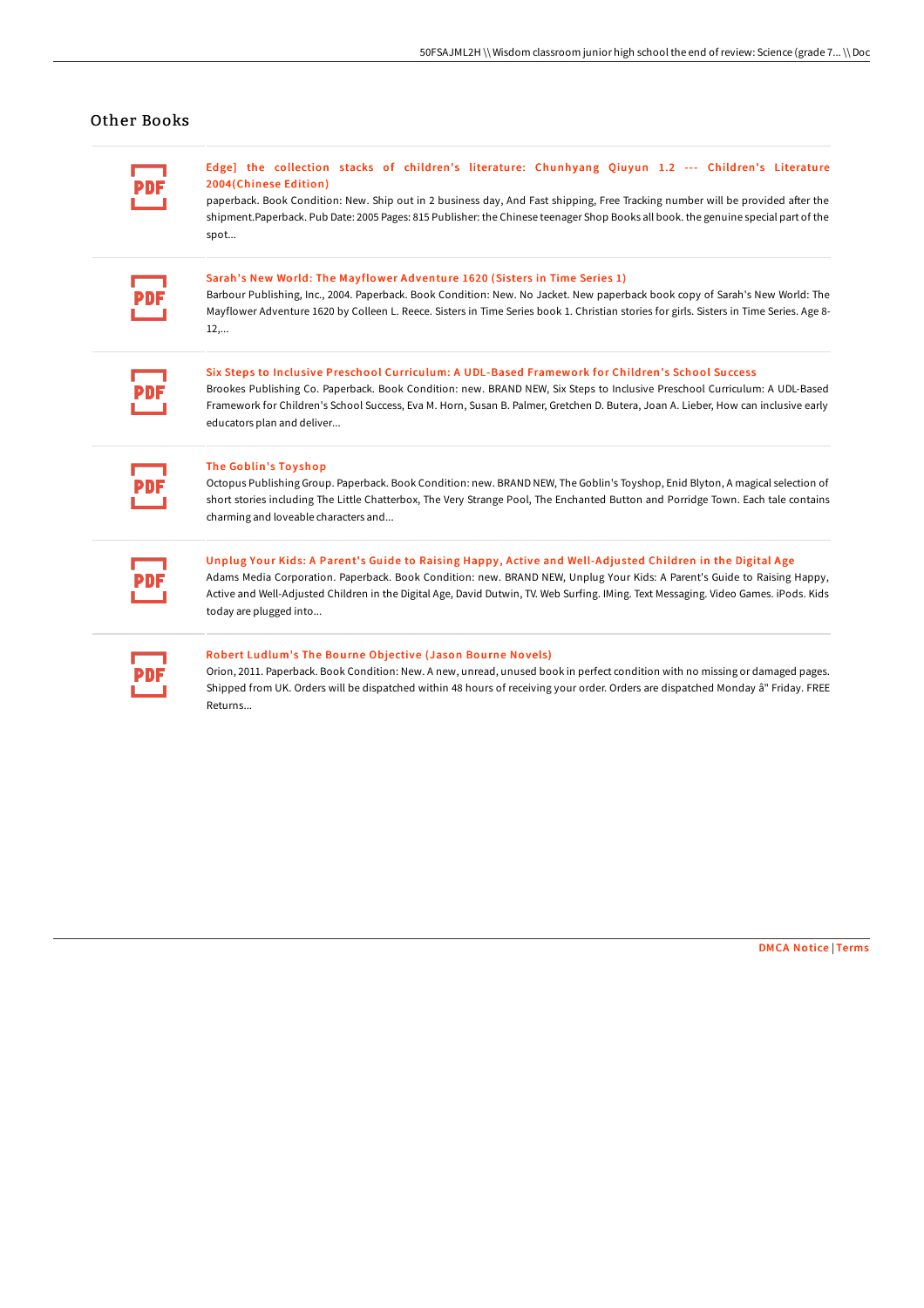## Other Books

**Edge] the collection stacks of children's literature: Chunhyang Qiuyun 1.2 --- Children's Literature 2004(Chinese Edition)**

paperback. Book Condition: New. Ship out in 2 business day, And Fast shipping, Free Tracking number will be provided after the shipment.Paperback. Pub Date: 2005 Pages: 815 Publisher: the Chinese teenager Shop Books all book. the genuine special part of the spot...

**Sarah's New World: The Mayflower Adventure 1620 (Sisters in Time Series 1)**

Barbour Publishing, Inc., 2004. Paperback. Book Condition: New. No Jacket. New paperback book copy of Sarah's New World: The Mayflower Adventure 1620 by Colleen L. Reece. Sisters in Time Series book 1. Christian stories for girls. Sisters in Time Series. Age 8-12,...

**Six Steps to Inclusive Preschool Curriculum: A UDL-Based Framework for Children's School Success**

Brookes Publishing Co. Paperback. Book Condition: new. BRAND NEW, Six Steps to Inclusive Preschool Curriculum: A UDL-Based Framework for Children's School Success, Eva M. Horn, Susan B. Palmer, Gretchen D. Butera, Joan A. Lieber, How can inclusive early educators plan and deliver...

**The Goblin's Toyshop**

Octopus Publishing Group. Paperback. Book Condition: new. BRAND NEW, The Goblin's Toyshop, Enid Blyton, A magical selection of short stories including The Little Chatterbox, The Very Strange Pool, The Enchanted Button and Porridge Town. Each tale contains charming and loveable characters and...

**Unplug Your Kids: A Parent's Guide to Raising Happy, Active and Well-Adjusted Children in the Digital Age**

Adams Media Corporation. Paperback. Book Condition: new. BRAND NEW, Unplug Your Kids: A Parent's Guide to Raising Happy, Active and Well-Adjusted Children in the Digital Age, David Dutwin, TV. Web Surfing. IMing. Text Messaging. Video Games. iPods. Kids today are plugged into...

**Robert Ludlum's The Bourne Objective (Jason Bourne Novels)**

Orion, 2011. Paperback. Book Condition: New. A new, unread, unused book in perfect condition with no missing or damaged pages. Shipped from UK. Orders will be dispatched within 48 hours of receiving your order. Orders are dispatched Monday â" Friday. FREE Returns...